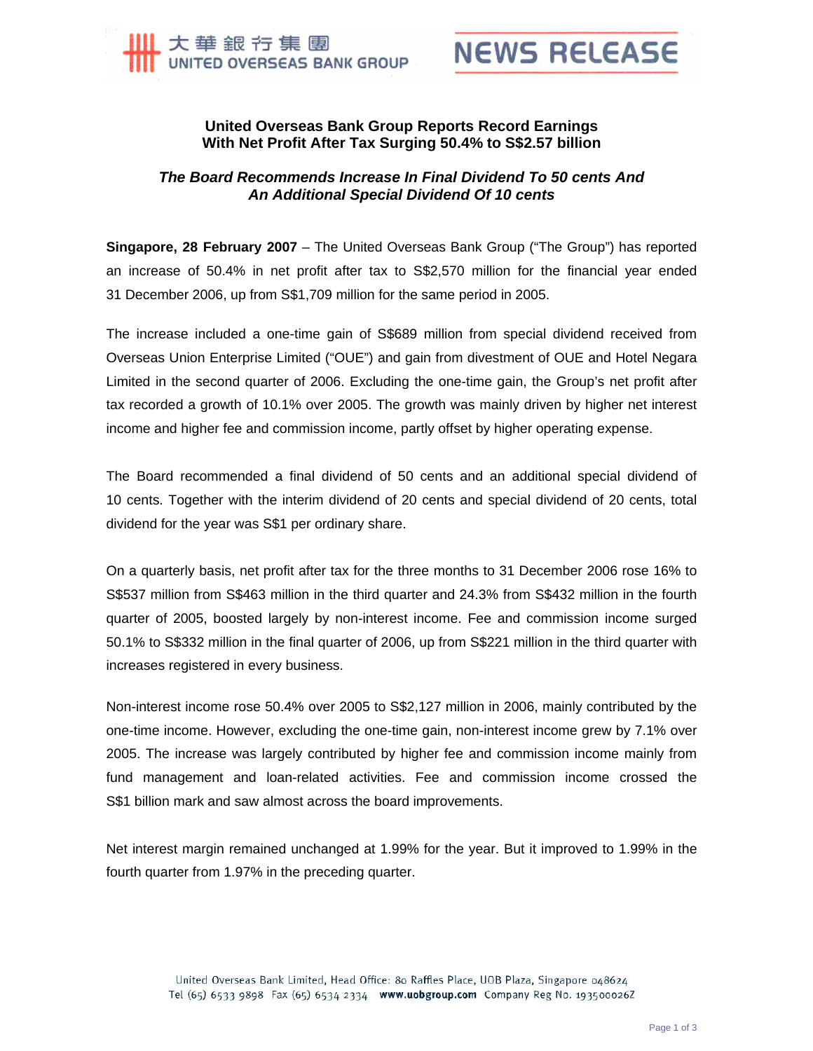大華銀行集團 UNITED OVERSEAS BANK GROUP

NEWS RELEASE

# United Overseas Bank Group Reports Record Earnings With Net Profit After Tax Surging 50.4% to S$2.57 billion

## *The Board Recommends Increase In Final Dividend To 50 cents And An Additional Special Dividend Of 10 cents*

**Singapore, 28 February 2007** – The United Overseas Bank Group ("The Group") has reported an increase of 50.4% in net profit after tax to S$2,570 million for the financial year ended 31 December 2006, up from S$1,709 million for the same period in 2005.

The increase included a one-time gain of S$689 million from special dividend received from Overseas Union Enterprise Limited ("OUE") and gain from divestment of OUE and Hotel Negara Limited in the second quarter of 2006. Excluding the one-time gain, the Group's net profit after tax recorded a growth of 10.1% over 2005. The growth was mainly driven by higher net interest income and higher fee and commission income, partly offset by higher operating expense.

The Board recommended a final dividend of 50 cents and an additional special dividend of 10 cents. Together with the interim dividend of 20 cents and special dividend of 20 cents, total dividend for the year was S$1 per ordinary share.

On a quarterly basis, net profit after tax for the three months to 31 December 2006 rose 16% to S$537 million from S$463 million in the third quarter and 24.3% from S$432 million in the fourth quarter of 2005, boosted largely by non-interest income. Fee and commission income surged 50.1% to S$332 million in the final quarter of 2006, up from S$221 million in the third quarter with increases registered in every business.

Non-interest income rose 50.4% over 2005 to S$2,127 million in 2006, mainly contributed by the one-time income. However, excluding the one-time gain, non-interest income grew by 7.1% over 2005. The increase was largely contributed by higher fee and commission income mainly from fund management and loan-related activities. Fee and commission income crossed the S$1 billion mark and saw almost across the board improvements.

Net interest margin remained unchanged at 1.99% for the year. But it improved to 1.99% in the fourth quarter from 1.97% in the preceding quarter.

United Overseas Bank Limited, Head Office: 80 Raffles Place, UOB Plaza, Singapore 048624
Tel (65) 6533 9898 Fax (65) 6534 2334 www.uobgroup.com Company Reg No. 193500026Z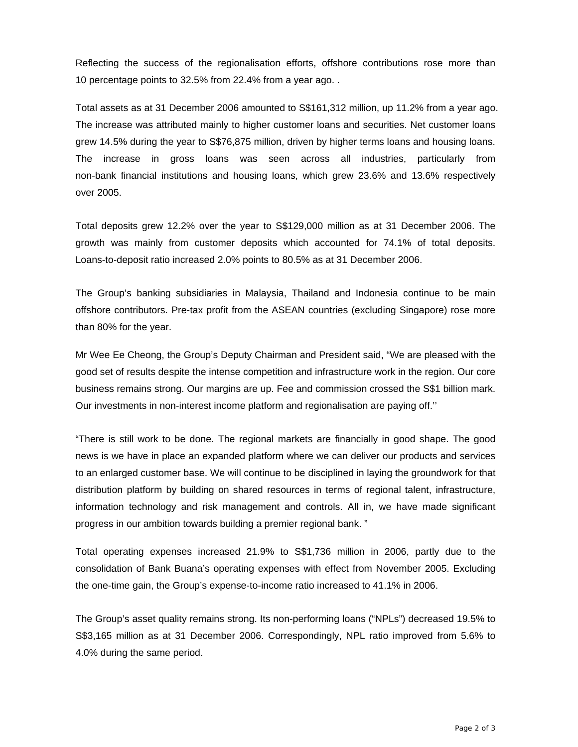Reflecting the success of the regionalisation efforts, offshore contributions rose more than 10 percentage points to 32.5% from 22.4% from a year ago. .

Total assets as at 31 December 2006 amounted to S$161,312 million, up 11.2% from a year ago. The increase was attributed mainly to higher customer loans and securities. Net customer loans grew 14.5% during the year to S$76,875 million, driven by higher terms loans and housing loans. The increase in gross loans was seen across all industries, particularly from non-bank financial institutions and housing loans, which grew 23.6% and 13.6% respectively over 2005.

Total deposits grew 12.2% over the year to S$129,000 million as at 31 December 2006. The growth was mainly from customer deposits which accounted for 74.1% of total deposits. Loans-to-deposit ratio increased 2.0% points to 80.5% as at 31 December 2006.

The Group's banking subsidiaries in Malaysia, Thailand and Indonesia continue to be main offshore contributors. Pre-tax profit from the ASEAN countries (excluding Singapore) rose more than 80% for the year.

Mr Wee Ee Cheong, the Group's Deputy Chairman and President said, "We are pleased with the good set of results despite the intense competition and infrastructure work in the region. Our core business remains strong. Our margins are up. Fee and commission crossed the S$1 billion mark. Our investments in non-interest income platform and regionalisation are paying off.''

"There is still work to be done. The regional markets are financially in good shape. The good news is we have in place an expanded platform where we can deliver our products and services to an enlarged customer base. We will continue to be disciplined in laying the groundwork for that distribution platform by building on shared resources in terms of regional talent, infrastructure, information technology and risk management and controls. All in, we have made significant progress in our ambition towards building a premier regional bank. "

Total operating expenses increased 21.9% to S$1,736 million in 2006, partly due to the consolidation of Bank Buana's operating expenses with effect from November 2005. Excluding the one-time gain, the Group's expense-to-income ratio increased to 41.1% in 2006.

The Group's asset quality remains strong. Its non-performing loans ("NPLs") decreased 19.5% to S$3,165 million as at 31 December 2006. Correspondingly, NPL ratio improved from 5.6% to 4.0% during the same period.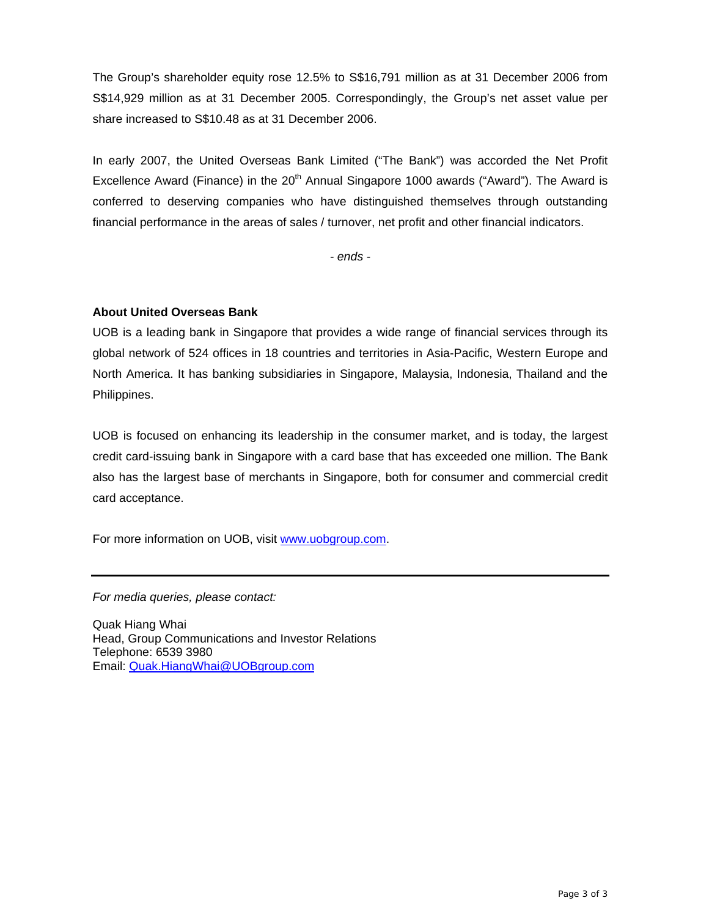The Group's shareholder equity rose 12.5% to S$16,791 million as at 31 December 2006 from S$14,929 million as at 31 December 2005. Correspondingly, the Group's net asset value per share increased to S$10.48 as at 31 December 2006.

In early 2007, the United Overseas Bank Limited ("The Bank") was accorded the Net Profit Excellence Award (Finance) in the 20th Annual Singapore 1000 awards ("Award"). The Award is conferred to deserving companies who have distinguished themselves through outstanding financial performance in the areas of sales / turnover, net profit and other financial indicators.

*- ends -*

**About United Overseas Bank**

UOB is a leading bank in Singapore that provides a wide range of financial services through its global network of 524 offices in 18 countries and territories in Asia-Pacific, Western Europe and North America. It has banking subsidiaries in Singapore, Malaysia, Indonesia, Thailand and the Philippines.

UOB is focused on enhancing its leadership in the consumer market, and is today, the largest credit card-issuing bank in Singapore with a card base that has exceeded one million. The Bank also has the largest base of merchants in Singapore, both for consumer and commercial credit card acceptance.

For more information on UOB, visit www.uobgroup.com.

---

*For media queries, please contact:*

Quak Hiang Whai
Head, Group Communications and Investor Relations
Telephone: 6539 3980
Email: Quak.HiangWhai@UOBgroup.com